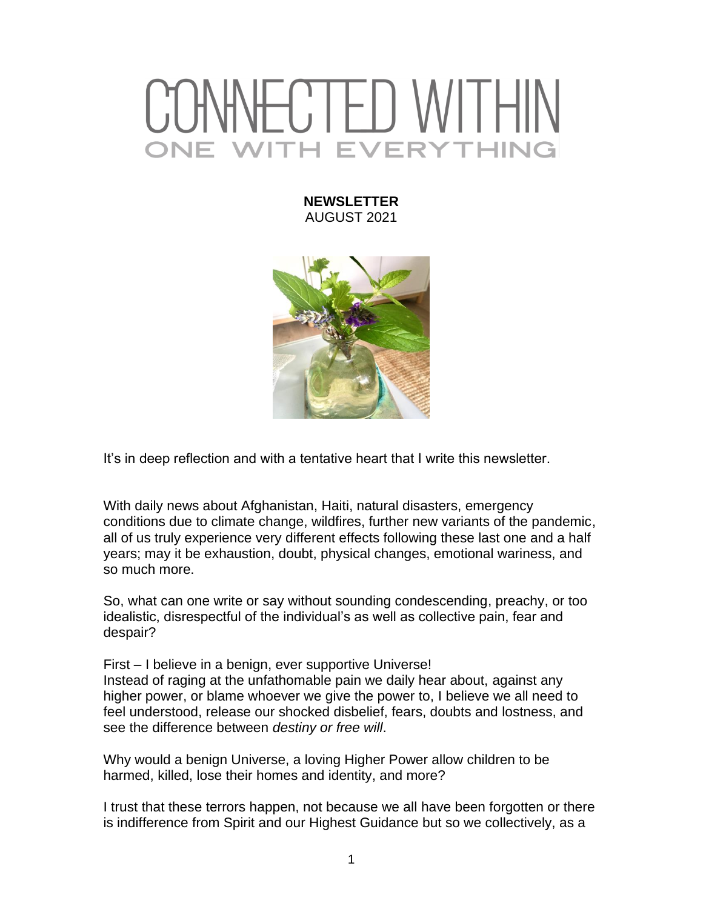# CONNECTED WITHIN

## ONE WITH EVERYTHING

**NEWSLETTER**
AUGUST 2021

It's in deep reflection and with a tentative heart that I write this newsletter.

With daily news about Afghanistan, Haiti, natural disasters, emergency conditions due to climate change, wildfires, further new variants of the pandemic, all of us truly experience very different effects following these last one and a half years; may it be exhaustion, doubt, physical changes, emotional wariness, and so much more.

So, what can one write or say without sounding condescending, preachy, or too idealistic, disrespectful of the individual's as well as collective pain, fear and despair?

First – I believe in a benign, ever supportive Universe!
Instead of raging at the unfathomable pain we daily hear about, against any higher power, or blame whoever we give the power to, I believe we all need to feel understood, release our shocked disbelief, fears, doubts and lostness, and see the difference between *destiny or free will*.

Why would a benign Universe, a loving Higher Power allow children to be harmed, killed, lose their homes and identity, and more?

I trust that these terrors happen, not because we all have been forgotten or there is indifference from Spirit and our Highest Guidance but so we collectively, as a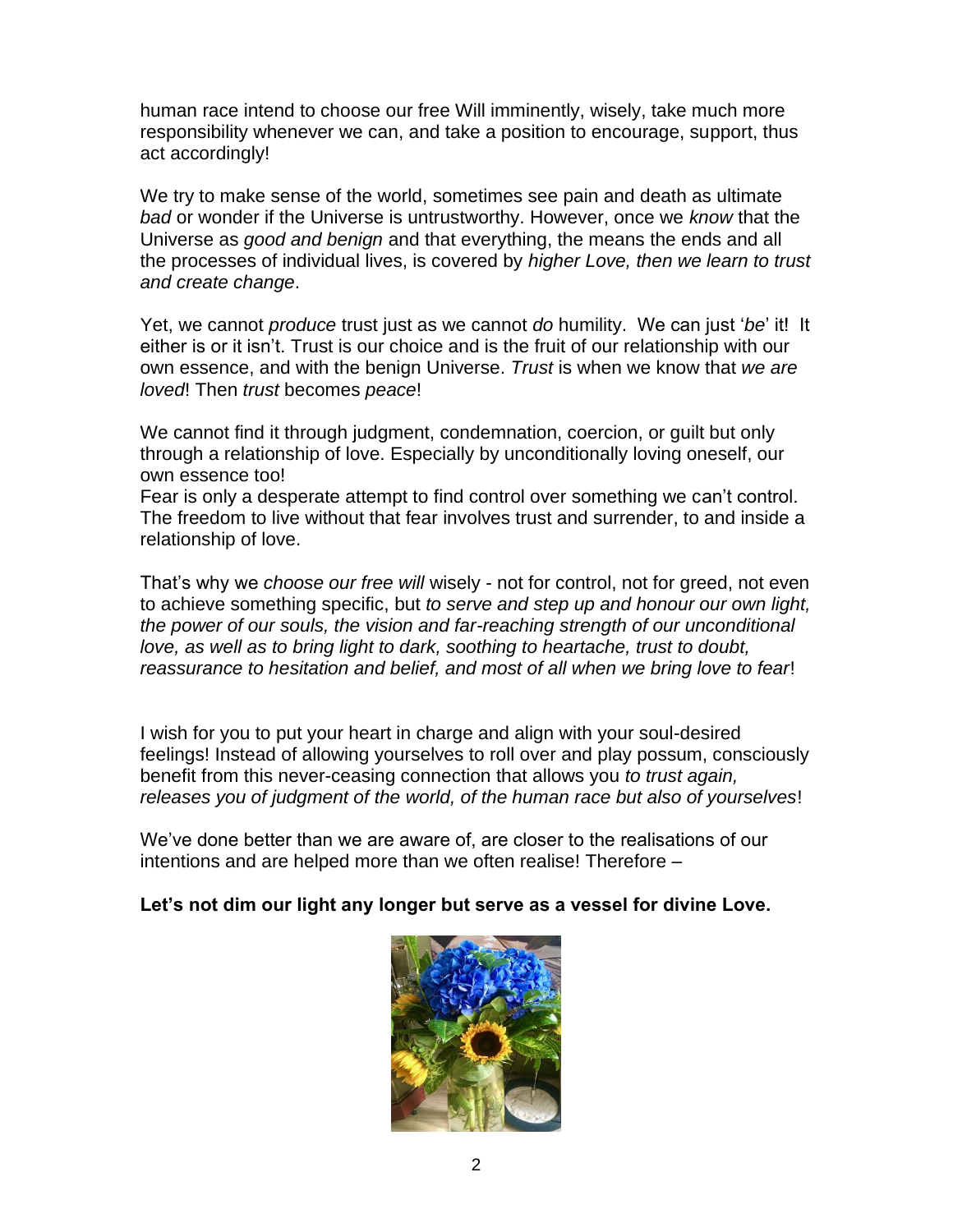human race intend to choose our free Will imminently, wisely, take much more responsibility whenever we can, and take a position to encourage, support, thus act accordingly!

We try to make sense of the world, sometimes see pain and death as ultimate *bad* or wonder if the Universe is untrustworthy. However, once we *know* that the Universe as *good and benign* and that everything, the means the ends and all the processes of individual lives, is covered by *higher Love, then we learn to trust and create change*.

Yet, we cannot *produce* trust just as we cannot *do* humility. We can just '*be*' it! It either is or it isn't. Trust is our choice and is the fruit of our relationship with our own essence, and with the benign Universe. *Trust* is when we know that *we are loved*! Then *trust* becomes *peace*!

We cannot find it through judgment, condemnation, coercion, or guilt but only through a relationship of love. Especially by unconditionally loving oneself, our own essence too!
Fear is only a desperate attempt to find control over something we can't control. The freedom to live without that fear involves trust and surrender, to and inside a relationship of love.

That's why we *choose our free will* wisely - not for control, not for greed, not even to achieve something specific, but *to serve and step up and honour our own light, the power of our souls, the vision and far-reaching strength of our unconditional love, as well as to bring light to dark, soothing to heartache, trust to doubt, reassurance to hesitation and belief, and most of all when we bring love to fear*!

I wish for you to put your heart in charge and align with your soul-desired feelings! Instead of allowing yourselves to roll over and play possum, consciously benefit from this never-ceasing connection that allows you *to trust again, releases you of judgment of the world, of the human race but also of yourselves*!

We've done better than we are aware of, are closer to the realisations of our intentions and are helped more than we often realise! Therefore –

**Let's not dim our light any longer but serve as a vessel for divine Love.**